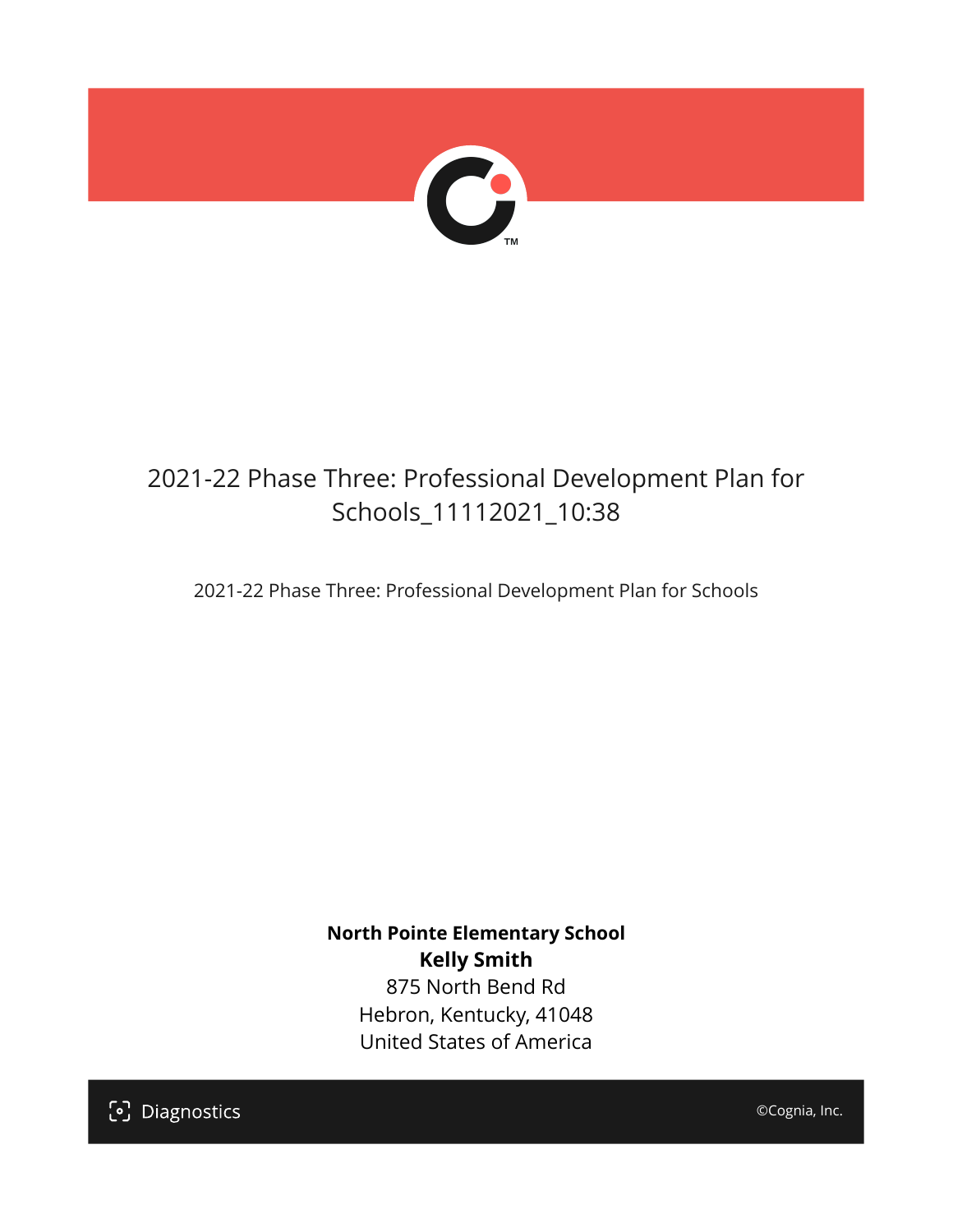# 2021-22 Phase Three: Professional Development Plan for Schools_11112021_10:38

2021-22 Phase Three: Professional Development Plan for Schools

**North Pointe Elementary School**
**Kelly Smith**
875 North Bend Rd
Hebron, Kentucky, 41048
United States of America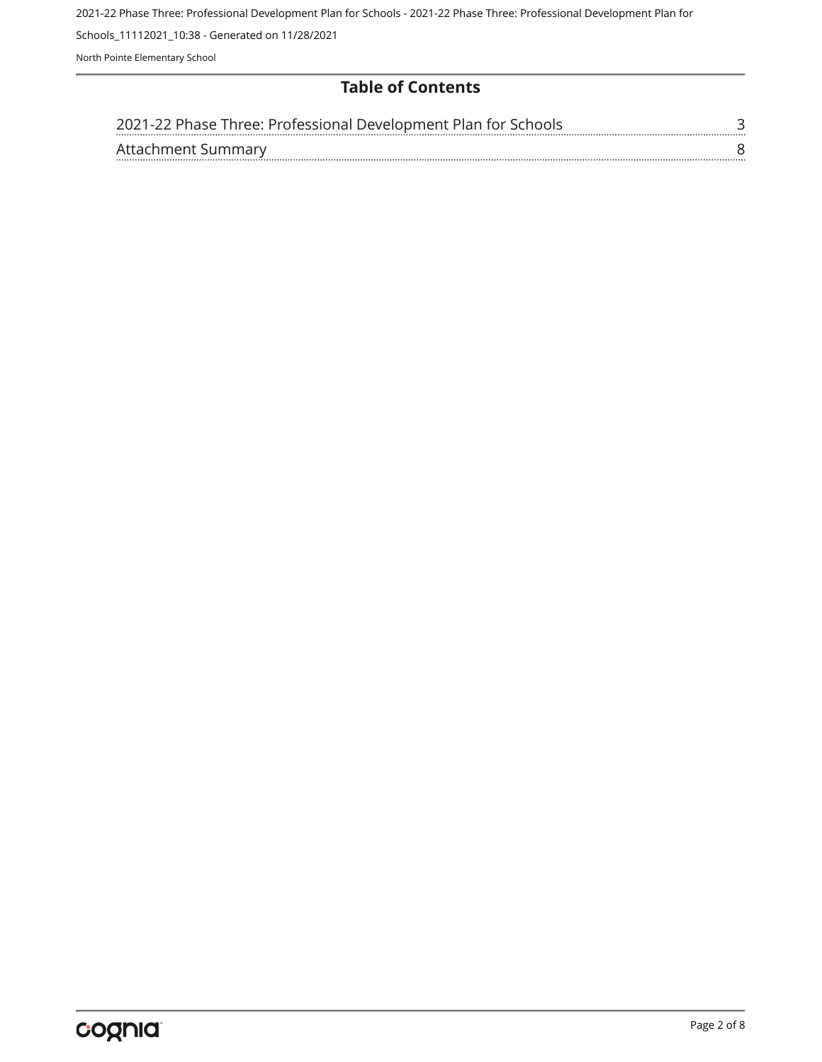## Table of Contents

| | |
|---|---|
| 2021-22 Phase Three: Professional Development Plan for Schools | 3 |
| Attachment Summary | 8 |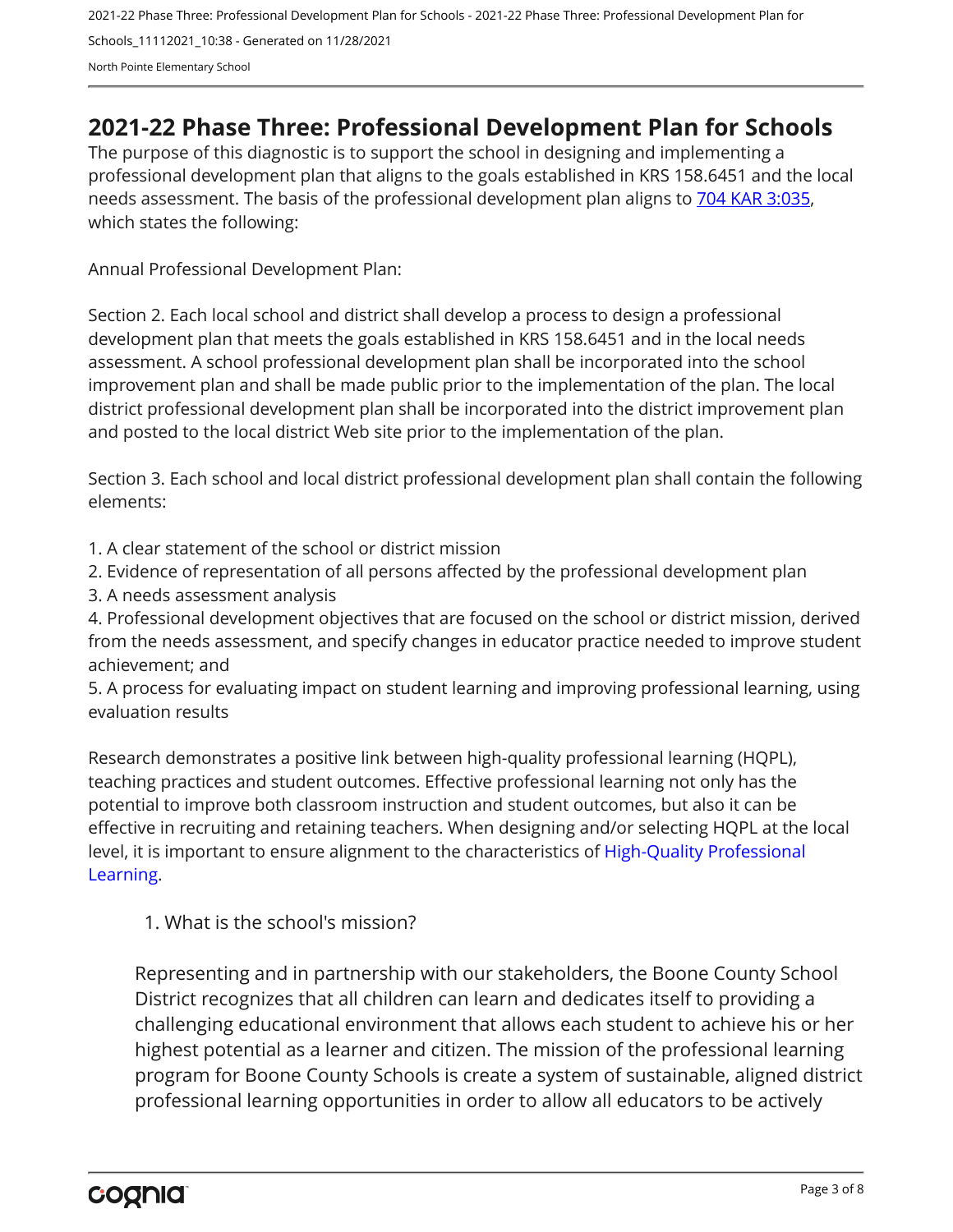# 2021-22 Phase Three: Professional Development Plan for Schools

The purpose of this diagnostic is to support the school in designing and implementing a professional development plan that aligns to the goals established in KRS 158.6451 and the local needs assessment. The basis of the professional development plan aligns to [704 KAR 3:035](), which states the following:

Annual Professional Development Plan:

Section 2. Each local school and district shall develop a process to design a professional development plan that meets the goals established in KRS 158.6451 and in the local needs assessment. A school professional development plan shall be incorporated into the school improvement plan and shall be made public prior to the implementation of the plan. The local district professional development plan shall be incorporated into the district improvement plan and posted to the local district Web site prior to the implementation of the plan.

Section 3. Each school and local district professional development plan shall contain the following elements:

1. A clear statement of the school or district mission
2. Evidence of representation of all persons affected by the professional development plan
3. A needs assessment analysis
4. Professional development objectives that are focused on the school or district mission, derived from the needs assessment, and specify changes in educator practice needed to improve student achievement; and
5. A process for evaluating impact on student learning and improving professional learning, using evaluation results

Research demonstrates a positive link between high-quality professional learning (HQPL), teaching practices and student outcomes. Effective professional learning not only has the potential to improve both classroom instruction and student outcomes, but also it can be effective in recruiting and retaining teachers. When designing and/or selecting HQPL at the local level, it is important to ensure alignment to the characteristics of [High-Quality Professional Learning]().

1. What is the school's mission?

Representing and in partnership with our stakeholders, the Boone County School District recognizes that all children can learn and dedicates itself to providing a challenging educational environment that allows each student to achieve his or her highest potential as a learner and citizen. The mission of the professional learning program for Boone County Schools is create a system of sustainable, aligned district professional learning opportunities in order to allow all educators to be actively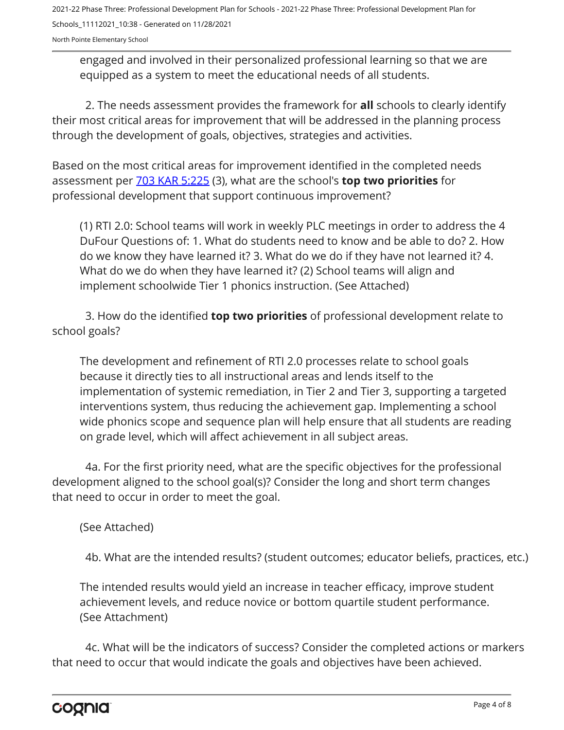engaged and involved in their personalized professional learning so that we are equipped as a system to meet the educational needs of all students.

2. The needs assessment provides the framework for **all** schools to clearly identify their most critical areas for improvement that will be addressed in the planning process through the development of goals, objectives, strategies and activities.

Based on the most critical areas for improvement identified in the completed needs assessment per [703 KAR 5:225](703 KAR 5:225) (3), what are the school's **top two priorities** for professional development that support continuous improvement?

(1) RTI 2.0: School teams will work in weekly PLC meetings in order to address the 4 DuFour Questions of: 1. What do students need to know and be able to do? 2. How do we know they have learned it? 3. What do we do if they have not learned it? 4. What do we do when they have learned it? (2) School teams will align and implement schoolwide Tier 1 phonics instruction. (See Attached)

3. How do the identified **top two priorities** of professional development relate to school goals?

The development and refinement of RTI 2.0 processes relate to school goals because it directly ties to all instructional areas and lends itself to the implementation of systemic remediation, in Tier 2 and Tier 3, supporting a targeted interventions system, thus reducing the achievement gap. Implementing a school wide phonics scope and sequence plan will help ensure that all students are reading on grade level, which will affect achievement in all subject areas.

4a. For the first priority need, what are the specific objectives for the professional development aligned to the school goal(s)? Consider the long and short term changes that need to occur in order to meet the goal.

(See Attached)

4b. What are the intended results? (student outcomes; educator beliefs, practices, etc.)

The intended results would yield an increase in teacher efficacy, improve student achievement levels, and reduce novice or bottom quartile student performance. (See Attachment)

4c. What will be the indicators of success? Consider the completed actions or markers that need to occur that would indicate the goals and objectives have been achieved.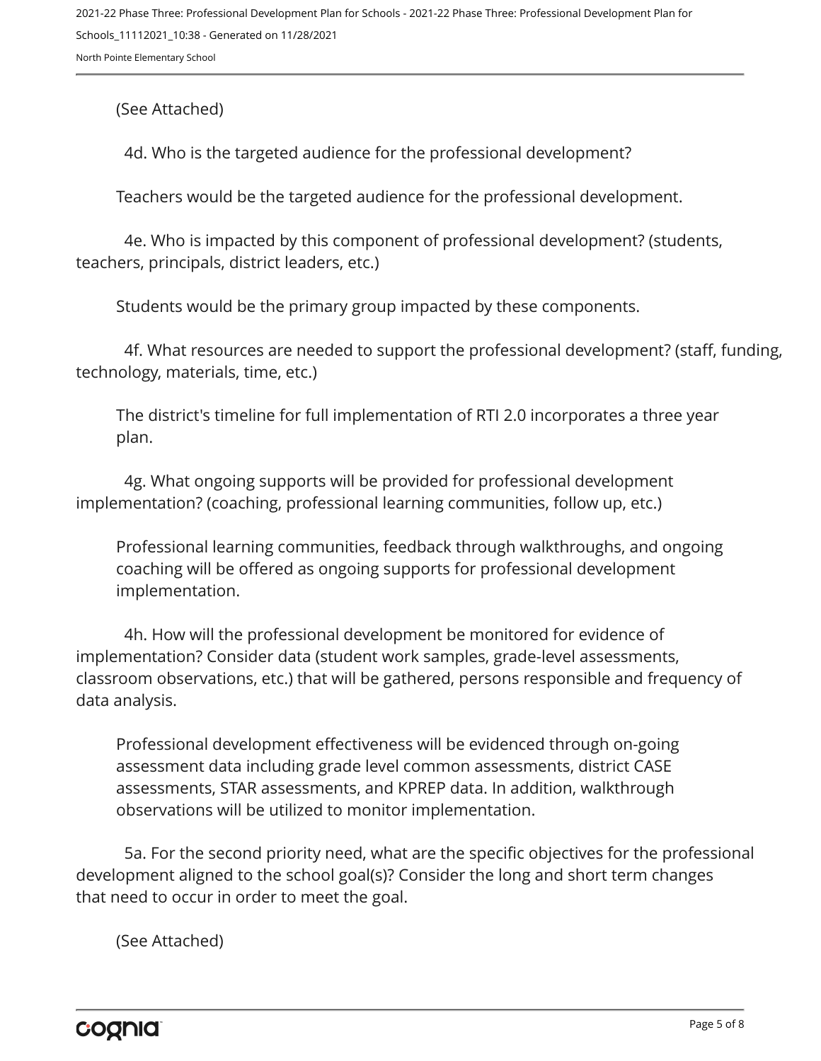(See Attached)

4d. Who is the targeted audience for the professional development?

Teachers would be the targeted audience for the professional development.

4e. Who is impacted by this component of professional development? (students, teachers, principals, district leaders, etc.)

Students would be the primary group impacted by these components.

4f. What resources are needed to support the professional development? (staff, funding, technology, materials, time, etc.)

The district's timeline for full implementation of RTI 2.0 incorporates a three year plan.

4g. What ongoing supports will be provided for professional development implementation? (coaching, professional learning communities, follow up, etc.)

Professional learning communities, feedback through walkthroughs, and ongoing coaching will be offered as ongoing supports for professional development implementation.

4h. How will the professional development be monitored for evidence of implementation? Consider data (student work samples, grade-level assessments, classroom observations, etc.) that will be gathered, persons responsible and frequency of data analysis.

Professional development effectiveness will be evidenced through on-going assessment data including grade level common assessments, district CASE assessments, STAR assessments, and KPREP data. In addition, walkthrough observations will be utilized to monitor implementation.

5a. For the second priority need, what are the specific objectives for the professional development aligned to the school goal(s)? Consider the long and short term changes that need to occur in order to meet the goal.

(See Attached)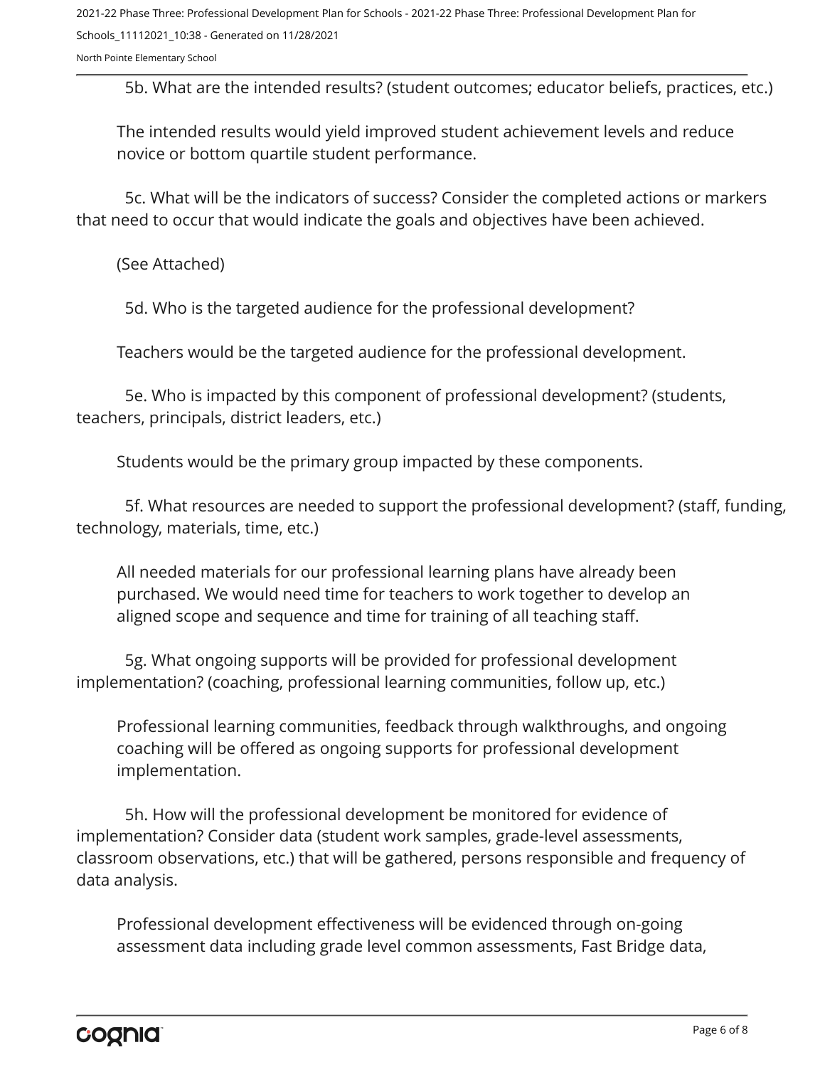5b. What are the intended results? (student outcomes; educator beliefs, practices, etc.)

The intended results would yield improved student achievement levels and reduce novice or bottom quartile student performance.

5c. What will be the indicators of success? Consider the completed actions or markers that need to occur that would indicate the goals and objectives have been achieved.

(See Attached)

5d. Who is the targeted audience for the professional development?

Teachers would be the targeted audience for the professional development.

5e. Who is impacted by this component of professional development? (students, teachers, principals, district leaders, etc.)

Students would be the primary group impacted by these components.

5f. What resources are needed to support the professional development? (staff, funding, technology, materials, time, etc.)

All needed materials for our professional learning plans have already been purchased. We would need time for teachers to work together to develop an aligned scope and sequence and time for training of all teaching staff.

5g. What ongoing supports will be provided for professional development implementation? (coaching, professional learning communities, follow up, etc.)

Professional learning communities, feedback through walkthroughs, and ongoing coaching will be offered as ongoing supports for professional development implementation.

5h. How will the professional development be monitored for evidence of implementation? Consider data (student work samples, grade-level assessments, classroom observations, etc.) that will be gathered, persons responsible and frequency of data analysis.

Professional development effectiveness will be evidenced through on-going assessment data including grade level common assessments, Fast Bridge data,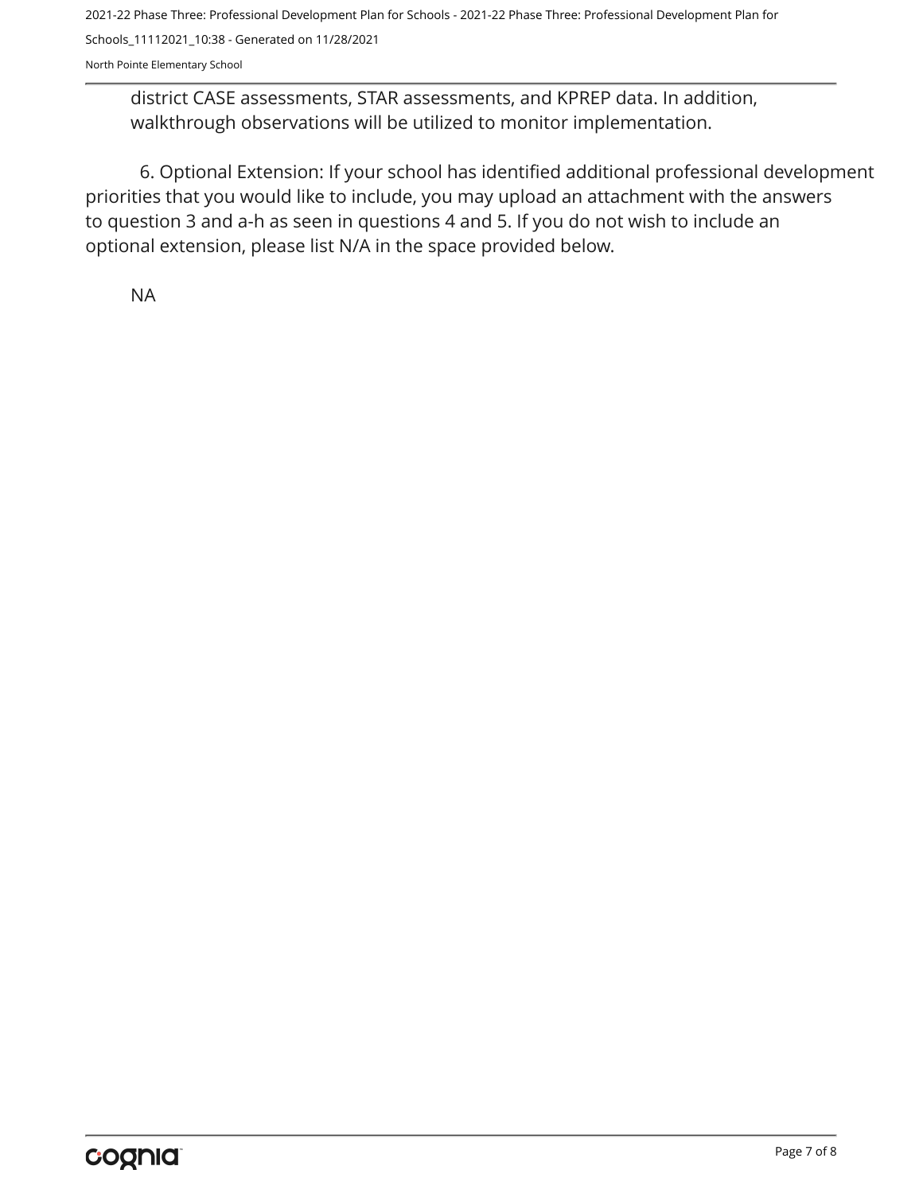district CASE assessments, STAR assessments, and KPREP data. In addition, walkthrough observations will be utilized to monitor implementation.

6. Optional Extension: If your school has identified additional professional development priorities that you would like to include, you may upload an attachment with the answers to question 3 and a-h as seen in questions 4 and 5. If you do not wish to include an optional extension, please list N/A in the space provided below.

NA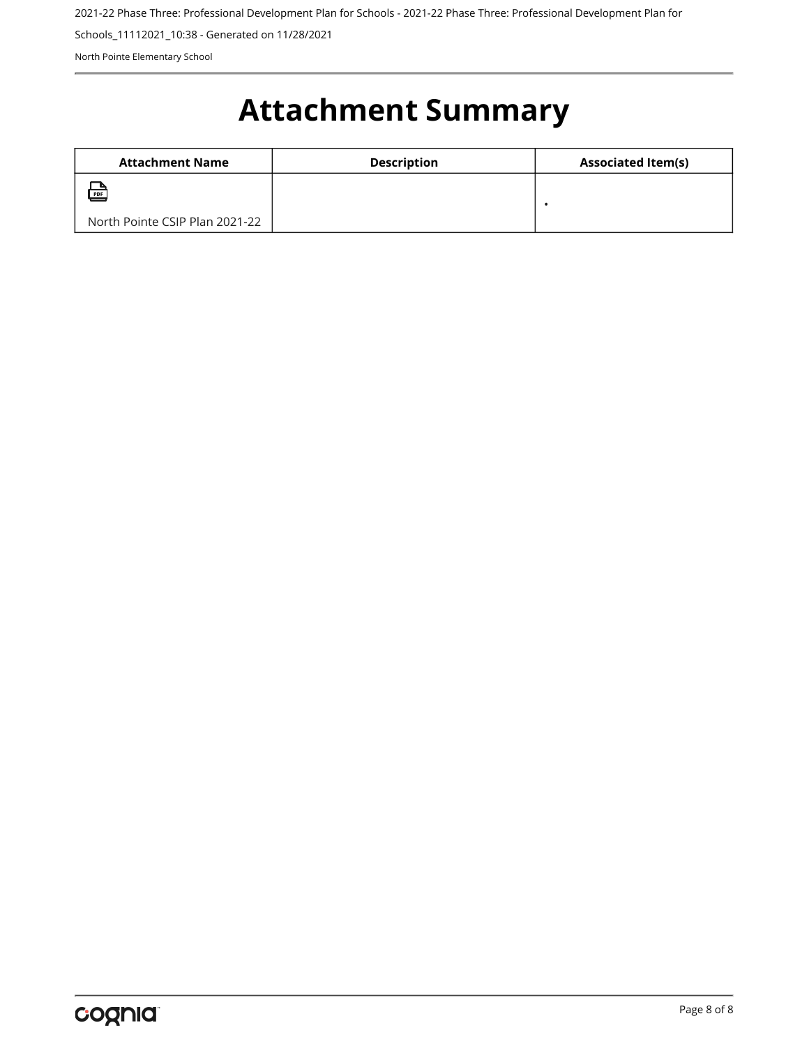# Attachment Summary

| Attachment Name | Description | Associated Item(s) |
|---|---|---|
| North Pointe CSIP Plan 2021-22 | | • |